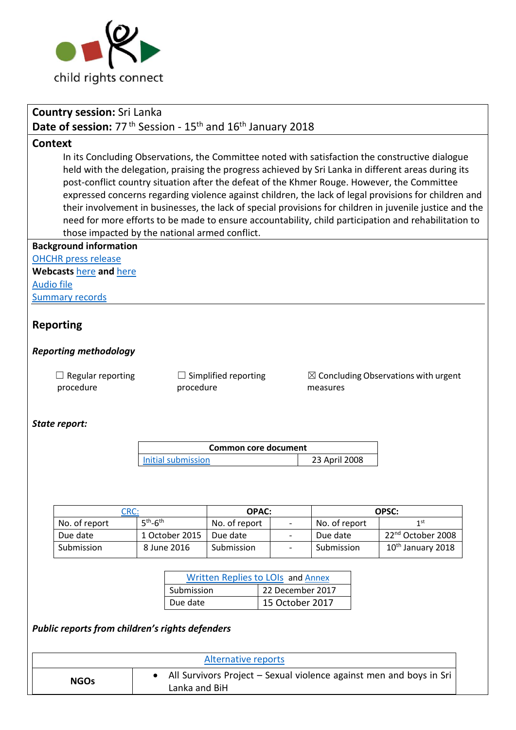child rights connect

**Country session:** Sri Lanka
**Date of session:** 77 th Session - 15th and 16th January 2018

**Context**

In its Concluding Observations, the Committee noted with satisfaction the constructive dialogue held with the delegation, praising the progress achieved by Sri Lanka in different areas during its post-conflict country situation after the defeat of the Khmer Rouge. However, the Committee expressed concerns regarding violence against children, the lack of legal provisions for children and their involvement in businesses, the lack of special provisions for children in juvenile justice and the need for more efforts to be made to ensure accountability, child participation and rehabilitation to those impacted by the national armed conflict.

**Background information**

OHCHR press release
**Webcasts** here **and** here
Audio file
Summary records

## Reporting

### *Reporting methodology*

☐ Regular reporting procedure ☐ Simplified reporting procedure ☒ Concluding Observations with urgent measures

### *State report:*

| Common core document | |
|---|---|
| Initial submission | 23 April 2008 |

| CRC: | | OPAC: | | OPSC: | |
|---|---|---|---|---|---|
| No. of report | 5th-6th | No. of report | - | No. of report | 1st |
| Due date | 1 October 2015 | Due date | - | Due date | 22nd October 2008 |
| Submission | 8 June 2016 | Submission | - | Submission | 10th January 2018 |

| Written Replies to LOIs and Annex | |
|---|---|
| Submission | 22 December 2017 |
| Due date | 15 October 2017 |

### *Public reports from children's rights defenders*

| Alternative reports | |
|---|---|
| **NGOs** | • All Survivors Project – Sexual violence against men and boys in Sri Lanka and BiH |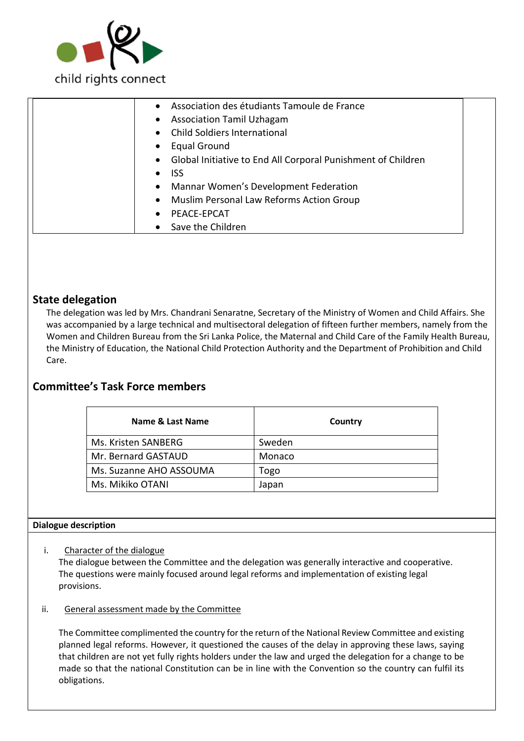| | |
|---|---|
| | • Association des étudiants Tamoule de France<br>• Association Tamil Uzhagam<br>• Child Soldiers International<br>• Equal Ground<br>• Global Initiative to End All Corporal Punishment of Children<br>• ISS<br>• Mannar Women's Development Federation<br>• Muslim Personal Law Reforms Action Group<br>• PEACE-EPCAT<br>• Save the Children |

## State delegation

The delegation was led by Mrs. Chandrani Senaratne, Secretary of the Ministry of Women and Child Affairs. She was accompanied by a large technical and multisectoral delegation of fifteen further members, namely from the Women and Children Bureau from the Sri Lanka Police, the Maternal and Child Care of the Family Health Bureau, the Ministry of Education, the National Child Protection Authority and the Department of Prohibition and Child Care.

## Committee's Task Force members

| Name & Last Name | Country |
|---|---|
| Ms. Kristen SANBERG | Sweden |
| Mr. Bernard GASTAUD | Monaco |
| Ms. Suzanne AHO ASSOUMA | Togo |
| Ms. Mikiko OTANI | Japan |

**Dialogue description**

i. Character of the dialogue

The dialogue between the Committee and the delegation was generally interactive and cooperative. The questions were mainly focused around legal reforms and implementation of existing legal provisions.

ii. General assessment made by the Committee

The Committee complimented the country for the return of the National Review Committee and existing planned legal reforms. However, it questioned the causes of the delay in approving these laws, saying that children are not yet fully rights holders under the law and urged the delegation for a change to be made so that the national Constitution can be in line with the Convention so the country can fulfil its obligations.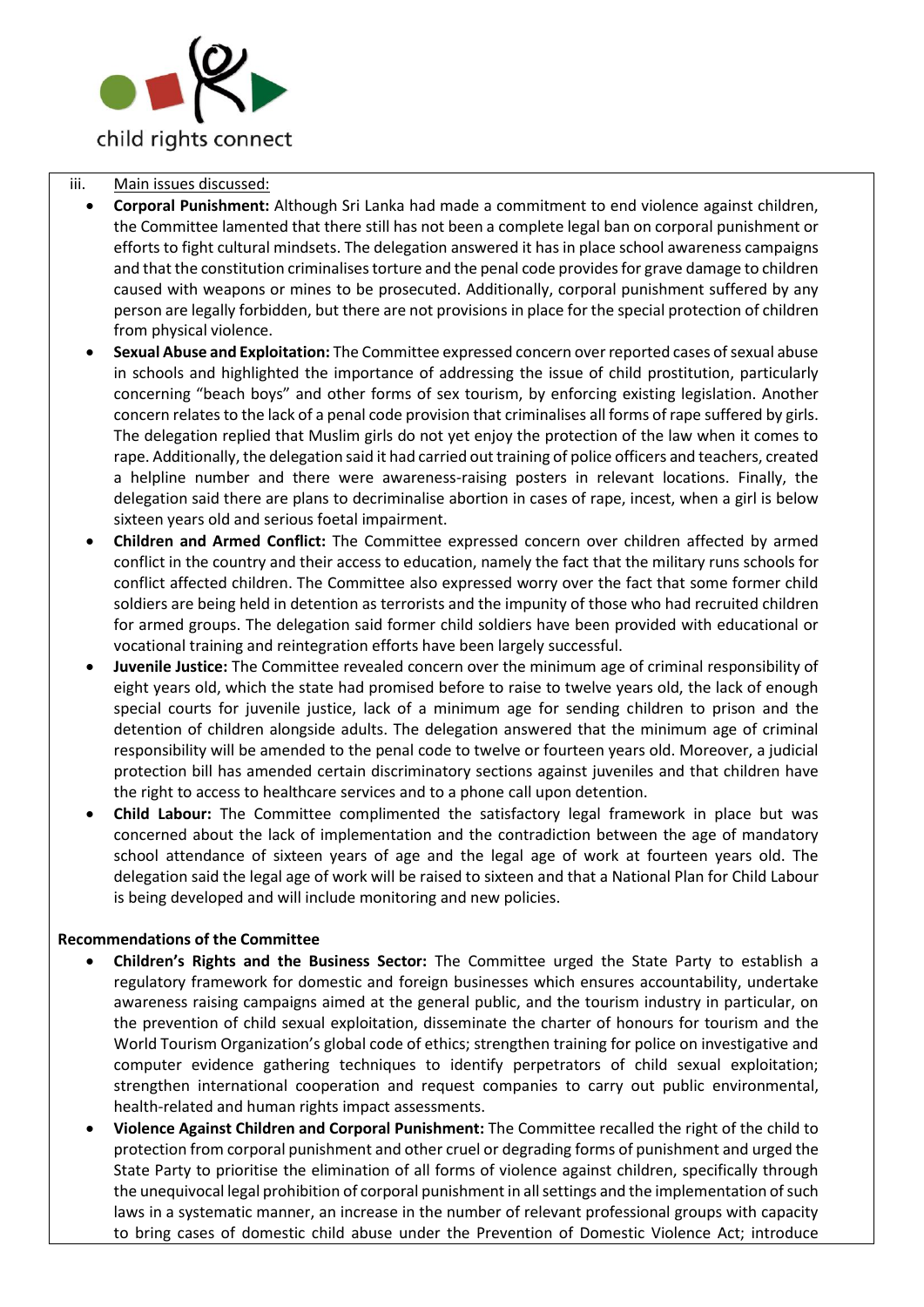iii. Main issues discussed:

- **Corporal Punishment:** Although Sri Lanka had made a commitment to end violence against children, the Committee lamented that there still has not been a complete legal ban on corporal punishment or efforts to fight cultural mindsets. The delegation answered it has in place school awareness campaigns and that the constitution criminalises torture and the penal code provides for grave damage to children caused with weapons or mines to be prosecuted. Additionally, corporal punishment suffered by any person are legally forbidden, but there are not provisions in place for the special protection of children from physical violence.
- **Sexual Abuse and Exploitation:** The Committee expressed concern over reported cases of sexual abuse in schools and highlighted the importance of addressing the issue of child prostitution, particularly concerning "beach boys" and other forms of sex tourism, by enforcing existing legislation. Another concern relates to the lack of a penal code provision that criminalises all forms of rape suffered by girls. The delegation replied that Muslim girls do not yet enjoy the protection of the law when it comes to rape. Additionally, the delegation said it had carried out training of police officers and teachers, created a helpline number and there were awareness-raising posters in relevant locations. Finally, the delegation said there are plans to decriminalise abortion in cases of rape, incest, when a girl is below sixteen years old and serious foetal impairment.
- **Children and Armed Conflict:** The Committee expressed concern over children affected by armed conflict in the country and their access to education, namely the fact that the military runs schools for conflict affected children. The Committee also expressed worry over the fact that some former child soldiers are being held in detention as terrorists and the impunity of those who had recruited children for armed groups. The delegation said former child soldiers have been provided with educational or vocational training and reintegration efforts have been largely successful.
- **Juvenile Justice:** The Committee revealed concern over the minimum age of criminal responsibility of eight years old, which the state had promised before to raise to twelve years old, the lack of enough special courts for juvenile justice, lack of a minimum age for sending children to prison and the detention of children alongside adults. The delegation answered that the minimum age of criminal responsibility will be amended to the penal code to twelve or fourteen years old. Moreover, a judicial protection bill has amended certain discriminatory sections against juveniles and that children have the right to access to healthcare services and to a phone call upon detention.
- **Child Labour:** The Committee complimented the satisfactory legal framework in place but was concerned about the lack of implementation and the contradiction between the age of mandatory school attendance of sixteen years of age and the legal age of work at fourteen years old. The delegation said the legal age of work will be raised to sixteen and that a National Plan for Child Labour is being developed and will include monitoring and new policies.

**Recommendations of the Committee**

- **Children's Rights and the Business Sector:** The Committee urged the State Party to establish a regulatory framework for domestic and foreign businesses which ensures accountability, undertake awareness raising campaigns aimed at the general public, and the tourism industry in particular, on the prevention of child sexual exploitation, disseminate the charter of honours for tourism and the World Tourism Organization's global code of ethics; strengthen training for police on investigative and computer evidence gathering techniques to identify perpetrators of child sexual exploitation; strengthen international cooperation and request companies to carry out public environmental, health-related and human rights impact assessments.
- **Violence Against Children and Corporal Punishment:** The Committee recalled the right of the child to protection from corporal punishment and other cruel or degrading forms of punishment and urged the State Party to prioritise the elimination of all forms of violence against children, specifically through the unequivocal legal prohibition of corporal punishment in all settings and the implementation of such laws in a systematic manner, an increase in the number of relevant professional groups with capacity to bring cases of domestic child abuse under the Prevention of Domestic Violence Act; introduce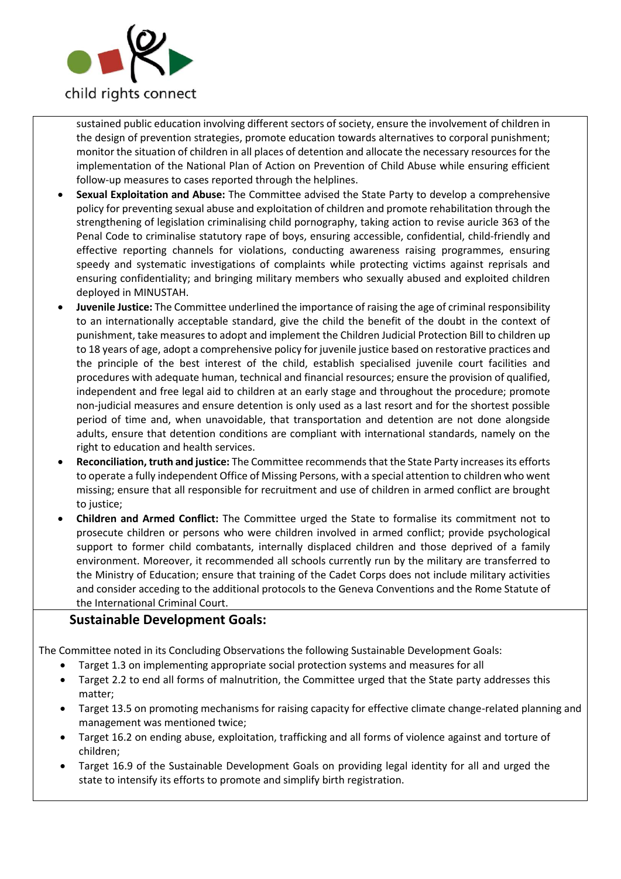sustained public education involving different sectors of society, ensure the involvement of children in the design of prevention strategies, promote education towards alternatives to corporal punishment; monitor the situation of children in all places of detention and allocate the necessary resources for the implementation of the National Plan of Action on Prevention of Child Abuse while ensuring efficient follow-up measures to cases reported through the helplines.

- **Sexual Exploitation and Abuse:** The Committee advised the State Party to develop a comprehensive policy for preventing sexual abuse and exploitation of children and promote rehabilitation through the strengthening of legislation criminalising child pornography, taking action to revise auricle 363 of the Penal Code to criminalise statutory rape of boys, ensuring accessible, confidential, child-friendly and effective reporting channels for violations, conducting awareness raising programmes, ensuring speedy and systematic investigations of complaints while protecting victims against reprisals and ensuring confidentiality; and bringing military members who sexually abused and exploited children deployed in MINUSTAH.
- **Juvenile Justice:** The Committee underlined the importance of raising the age of criminal responsibility to an internationally acceptable standard, give the child the benefit of the doubt in the context of punishment, take measures to adopt and implement the Children Judicial Protection Bill to children up to 18 years of age, adopt a comprehensive policy for juvenile justice based on restorative practices and the principle of the best interest of the child, establish specialised juvenile court facilities and procedures with adequate human, technical and financial resources; ensure the provision of qualified, independent and free legal aid to children at an early stage and throughout the procedure; promote non-judicial measures and ensure detention is only used as a last resort and for the shortest possible period of time and, when unavoidable, that transportation and detention are not done alongside adults, ensure that detention conditions are compliant with international standards, namely on the right to education and health services.
- **Reconciliation, truth and justice:** The Committee recommends that the State Party increases its efforts to operate a fully independent Office of Missing Persons, with a special attention to children who went missing; ensure that all responsible for recruitment and use of children in armed conflict are brought to justice;
- **Children and Armed Conflict:** The Committee urged the State to formalise its commitment not to prosecute children or persons who were children involved in armed conflict; provide psychological support to former child combatants, internally displaced children and those deprived of a family environment. Moreover, it recommended all schools currently run by the military are transferred to the Ministry of Education; ensure that training of the Cadet Corps does not include military activities and consider acceding to the additional protocols to the Geneva Conventions and the Rome Statute of the International Criminal Court.

## Sustainable Development Goals:

The Committee noted in its Concluding Observations the following Sustainable Development Goals:

- Target 1.3 on implementing appropriate social protection systems and measures for all
- Target 2.2 to end all forms of malnutrition, the Committee urged that the State party addresses this matter;
- Target 13.5 on promoting mechanisms for raising capacity for effective climate change-related planning and management was mentioned twice;
- Target 16.2 on ending abuse, exploitation, trafficking and all forms of violence against and torture of children;
- Target 16.9 of the Sustainable Development Goals on providing legal identity for all and urged the state to intensify its efforts to promote and simplify birth registration.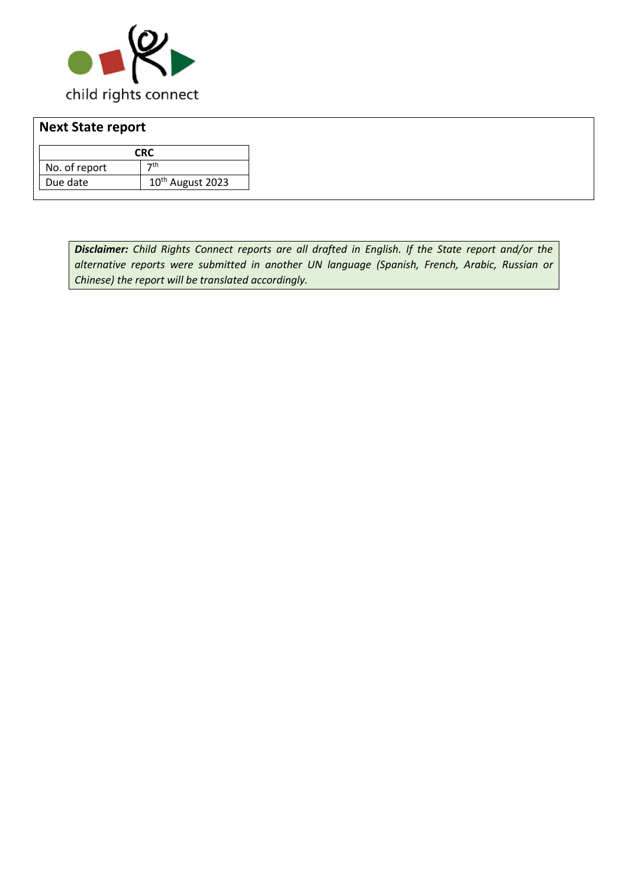child rights connect

## Next State report

| CRC | |
|---|---|
| No. of report | 7th |
| Due date | 10th August 2023 |

***Disclaimer:*** *Child Rights Connect reports are all drafted in English. If the State report and/or the alternative reports were submitted in another UN language (Spanish, French, Arabic, Russian or Chinese) the report will be translated accordingly.*